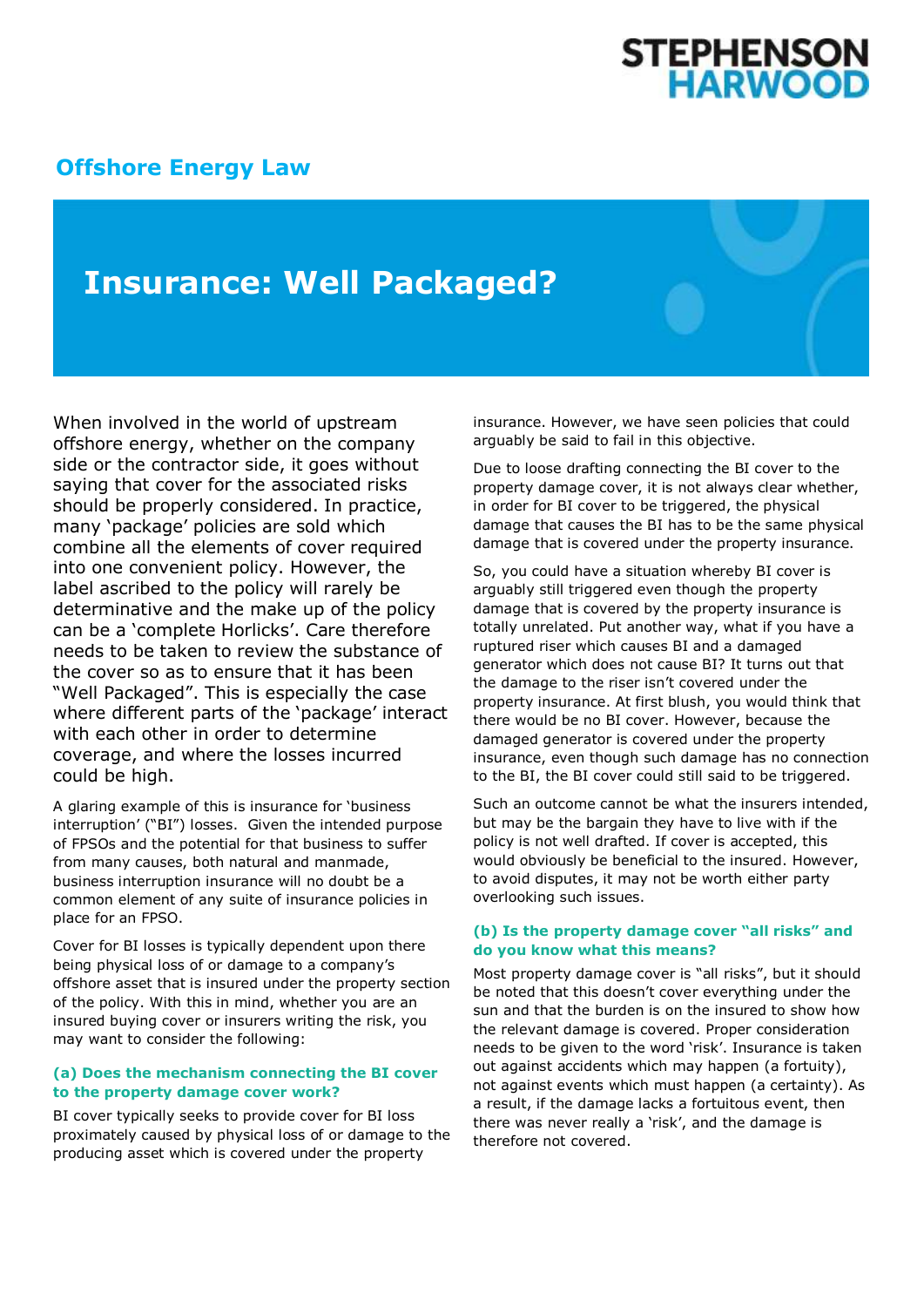STEPHENSON HARWOOD

## Offshore Energy Law

# Insurance: Well Packaged?

When involved in the world of upstream offshore energy, whether on the company side or the contractor side, it goes without saying that cover for the associated risks should be properly considered. In practice, many 'package' policies are sold which combine all the elements of cover required into one convenient policy. However, the label ascribed to the policy will rarely be determinative and the make up of the policy can be a 'complete Horlicks'. Care therefore needs to be taken to review the substance of the cover so as to ensure that it has been "Well Packaged". This is especially the case where different parts of the 'package' interact with each other in order to determine coverage, and where the losses incurred could be high.

A glaring example of this is insurance for 'business interruption' ("BI") losses. Given the intended purpose of FPSOs and the potential for that business to suffer from many causes, both natural and manmade, business interruption insurance will no doubt be a common element of any suite of insurance policies in place for an FPSO.

Cover for BI losses is typically dependent upon there being physical loss of or damage to a company's offshore asset that is insured under the property section of the policy. With this in mind, whether you are an insured buying cover or insurers writing the risk, you may want to consider the following:

### (a) Does the mechanism connecting the BI cover to the property damage cover work?

BI cover typically seeks to provide cover for BI loss proximately caused by physical loss of or damage to the producing asset which is covered under the property insurance. However, we have seen policies that could arguably be said to fail in this objective.

Due to loose drafting connecting the BI cover to the property damage cover, it is not always clear whether, in order for BI cover to be triggered, the physical damage that causes the BI has to be the same physical damage that is covered under the property insurance.

So, you could have a situation whereby BI cover is arguably still triggered even though the property damage that is covered by the property insurance is totally unrelated. Put another way, what if you have a ruptured riser which causes BI and a damaged generator which does not cause BI? It turns out that the damage to the riser isn't covered under the property insurance. At first blush, you would think that there would be no BI cover. However, because the damaged generator is covered under the property insurance, even though such damage has no connection to the BI, the BI cover could still said to be triggered.

Such an outcome cannot be what the insurers intended, but may be the bargain they have to live with if the policy is not well drafted. If cover is accepted, this would obviously be beneficial to the insured. However, to avoid disputes, it may not be worth either party overlooking such issues.

### (b) Is the property damage cover "all risks" and do you know what this means?

Most property damage cover is "all risks", but it should be noted that this doesn't cover everything under the sun and that the burden is on the insured to show how the relevant damage is covered. Proper consideration needs to be given to the word 'risk'. Insurance is taken out against accidents which may happen (a fortuity), not against events which must happen (a certainty). As a result, if the damage lacks a fortuitous event, then there was never really a 'risk', and the damage is therefore not covered.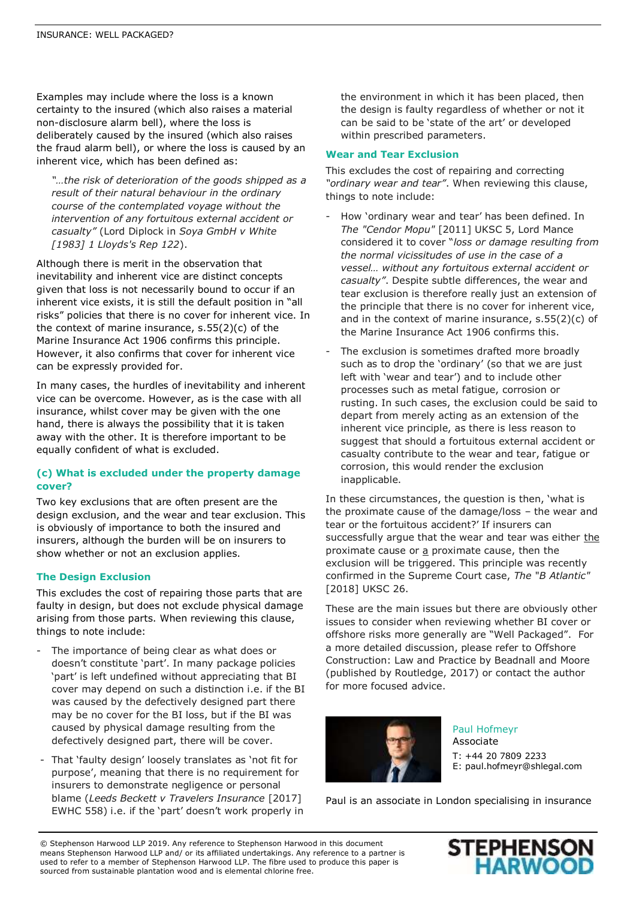Examples may include where the loss is a known certainty to the insured (which also raises a material non-disclosure alarm bell), where the loss is deliberately caused by the insured (which also raises the fraud alarm bell), or where the loss is caused by an inherent vice, which has been defined as:

> *"…the risk of deterioration of the goods shipped as a result of their natural behaviour in the ordinary course of the contemplated voyage without the intervention of any fortuitous external accident or casualty"* (Lord Diplock in *Soya GmbH v White [1983] 1 Lloyds's Rep 122*).

Although there is merit in the observation that inevitability and inherent vice are distinct concepts given that loss is not necessarily bound to occur if an inherent vice exists, it is still the default position in "all risks" policies that there is no cover for inherent vice. In the context of marine insurance, s.55(2)(c) of the Marine Insurance Act 1906 confirms this principle. However, it also confirms that cover for inherent vice can be expressly provided for.

In many cases, the hurdles of inevitability and inherent vice can be overcome. However, as is the case with all insurance, whilst cover may be given with the one hand, there is always the possibility that it is taken away with the other. It is therefore important to be equally confident of what is excluded.

### (c) What is excluded under the property damage cover?

Two key exclusions that are often present are the design exclusion, and the wear and tear exclusion. This is obviously of importance to both the insured and insurers, although the burden will be on insurers to show whether or not an exclusion applies.

### The Design Exclusion

This excludes the cost of repairing those parts that are faulty in design, but does not exclude physical damage arising from those parts. When reviewing this clause, things to note include:

- The importance of being clear as what does or doesn't constitute 'part'. In many package policies 'part' is left undefined without appreciating that BI cover may depend on such a distinction i.e. if the BI was caused by the defectively designed part there may be no cover for the BI loss, but if the BI was caused by physical damage resulting from the defectively designed part, there will be cover.
- That 'faulty design' loosely translates as 'not fit for purpose', meaning that there is no requirement for insurers to demonstrate negligence or personal blame (*Leeds Beckett v Travelers Insurance* [2017] EWHC 558) i.e. if the 'part' doesn't work properly in the environment in which it has been placed, then the design is faulty regardless of whether or not it can be said to be 'state of the art' or developed within prescribed parameters.

### Wear and Tear Exclusion

This excludes the cost of repairing and correcting *"ordinary wear and tear"*. When reviewing this clause, things to note include:

- How 'ordinary wear and tear' has been defined. In *The "Cendor Mopu"* [2011] UKSC 5, Lord Mance considered it to cover "*loss or damage resulting from the normal vicissitudes of use in the case of a vessel… without any fortuitous external accident or casualty"*. Despite subtle differences, the wear and tear exclusion is therefore really just an extension of the principle that there is no cover for inherent vice, and in the context of marine insurance, s.55(2)(c) of the Marine Insurance Act 1906 confirms this.
- The exclusion is sometimes drafted more broadly such as to drop the 'ordinary' (so that we are just left with 'wear and tear') and to include other processes such as metal fatigue, corrosion or rusting. In such cases, the exclusion could be said to depart from merely acting as an extension of the inherent vice principle, as there is less reason to suggest that should a fortuitous external accident or casualty contribute to the wear and tear, fatigue or corrosion, this would render the exclusion inapplicable.

In these circumstances, the question is then, 'what is the proximate cause of the damage/loss – the wear and tear or the fortuitous accident?' If insurers can successfully argue that the wear and tear was either <u>the</u> proximate cause or <u>a</u> proximate cause, then the exclusion will be triggered. This principle was recently confirmed in the Supreme Court case, *The "B Atlantic"* [2018] UKSC 26.

These are the main issues but there are obviously other issues to consider when reviewing whether BI cover or offshore risks more generally are "Well Packaged". For a more detailed discussion, please refer to Offshore Construction: Law and Practice by Beadnall and Moore (published by Routledge, 2017) or contact the author for more focused advice.

Paul Hofmeyr
Associate
T: +44 20 7809 2233
E: paul.hofmeyr@shlegal.com

Paul is an associate in London specialising in insurance

© Stephenson Harwood LLP 2019. Any reference to Stephenson Harwood in this document means Stephenson Harwood LLP and/ or its affiliated undertakings. Any reference to a partner is used to refer to a member of Stephenson Harwood LLP. The fibre used to produce this paper is sourced from sustainable plantation wood and is elemental chlorine free.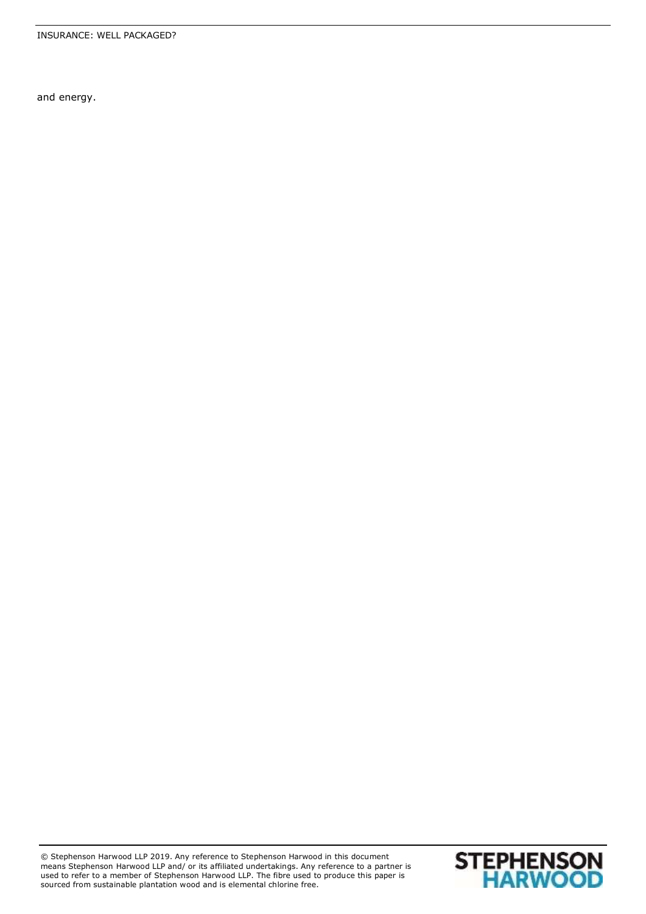and energy.

© Stephenson Harwood LLP 2019. Any reference to Stephenson Harwood in this document means Stephenson Harwood LLP and/ or its affiliated undertakings. Any reference to a partner is used to refer to a member of Stephenson Harwood LLP. The fibre used to produce this paper is sourced from sustainable plantation wood and is elemental chlorine free.